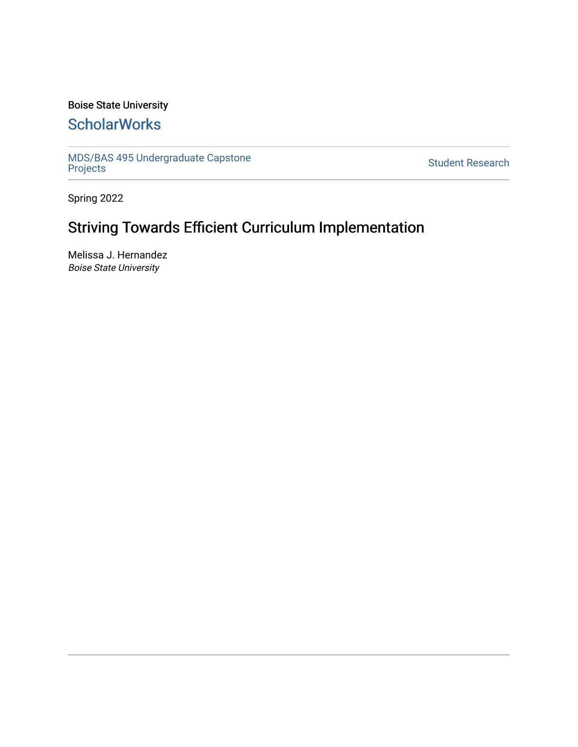Boise State University

# ScholarWorks

MDS/BAS 495 Undergraduate Capstone Projects

Student Research

Spring 2022

## Striving Towards Efficient Curriculum Implementation

Melissa J. Hernandez

*Boise State University*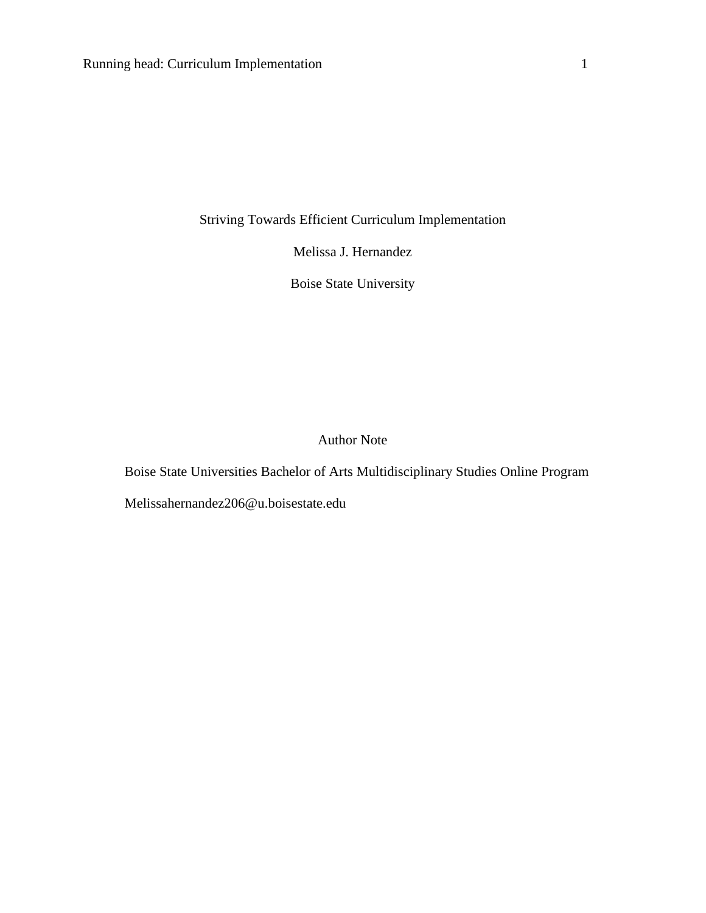Striving Towards Efficient Curriculum Implementation

Melissa J. Hernandez

Boise State University

Author Note

Boise State Universities Bachelor of Arts Multidisciplinary Studies Online Program

Melissahernandez206@u.boisestate.edu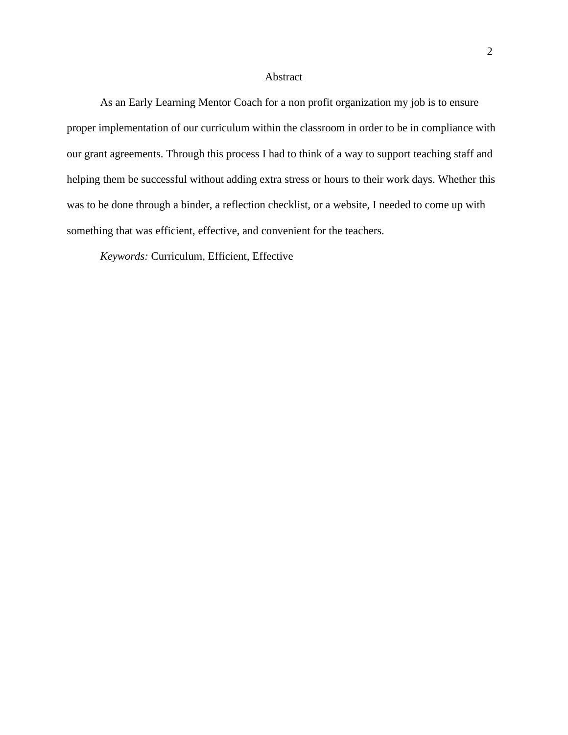# Abstract

As an Early Learning Mentor Coach for a non profit organization my job is to ensure proper implementation of our curriculum within the classroom in order to be in compliance with our grant agreements. Through this process I had to think of a way to support teaching staff and helping them be successful without adding extra stress or hours to their work days. Whether this was to be done through a binder, a reflection checklist, or a website, I needed to come up with something that was efficient, effective, and convenient for the teachers.

*Keywords:* Curriculum, Efficient, Effective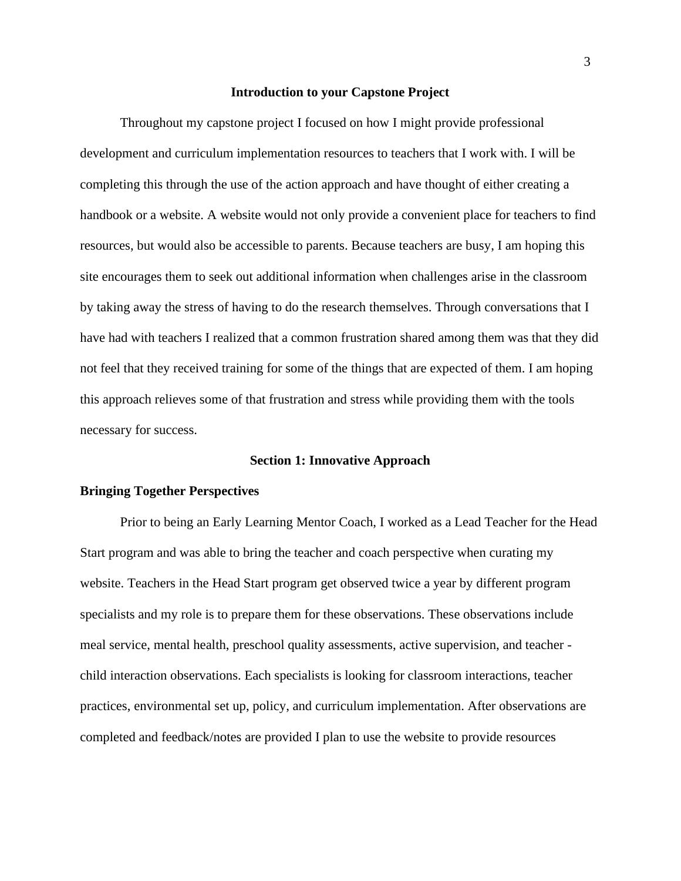## Introduction to your Capstone Project

Throughout my capstone project I focused on how I might provide professional development and curriculum implementation resources to teachers that I work with. I will be completing this through the use of the action approach and have thought of either creating a handbook or a website. A website would not only provide a convenient place for teachers to find resources, but would also be accessible to parents. Because teachers are busy, I am hoping this site encourages them to seek out additional information when challenges arise in the classroom by taking away the stress of having to do the research themselves. Through conversations that I have had with teachers I realized that a common frustration shared among them was that they did not feel that they received training for some of the things that are expected of them. I am hoping this approach relieves some of that frustration and stress while providing them with the tools necessary for success.

## Section 1: Innovative Approach

### Bringing Together Perspectives

Prior to being an Early Learning Mentor Coach, I worked as a Lead Teacher for the Head Start program and was able to bring the teacher and coach perspective when curating my website. Teachers in the Head Start program get observed twice a year by different program specialists and my role is to prepare them for these observations. These observations include meal service, mental health, preschool quality assessments, active supervision, and teacher - child interaction observations. Each specialists is looking for classroom interactions, teacher practices, environmental set up, policy, and curriculum implementation. After observations are completed and feedback/notes are provided I plan to use the website to provide resources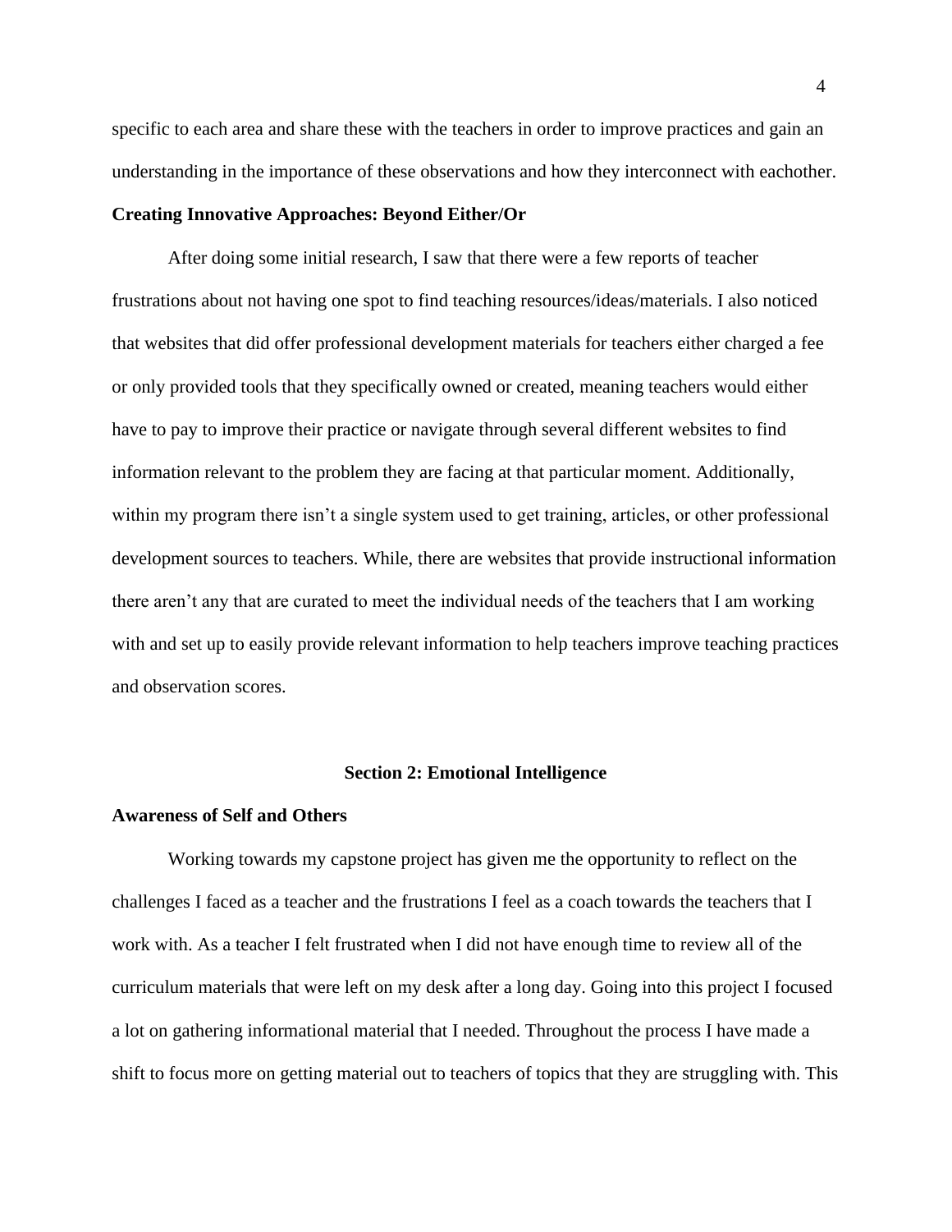specific to each area and share these with the teachers in order to improve practices and gain an understanding in the importance of these observations and how they interconnect with eachother.

**Creating Innovative Approaches: Beyond Either/Or**

After doing some initial research, I saw that there were a few reports of teacher frustrations about not having one spot to find teaching resources/ideas/materials. I also noticed that websites that did offer professional development materials for teachers either charged a fee or only provided tools that they specifically owned or created, meaning teachers would either have to pay to improve their practice or navigate through several different websites to find information relevant to the problem they are facing at that particular moment. Additionally, within my program there isn't a single system used to get training, articles, or other professional development sources to teachers. While, there are websites that provide instructional information there aren't any that are curated to meet the individual needs of the teachers that I am working with and set up to easily provide relevant information to help teachers improve teaching practices and observation scores.

## Section 2: Emotional Intelligence

**Awareness of Self and Others**

Working towards my capstone project has given me the opportunity to reflect on the challenges I faced as a teacher and the frustrations I feel as a coach towards the teachers that I work with. As a teacher I felt frustrated when I did not have enough time to review all of the curriculum materials that were left on my desk after a long day. Going into this project I focused a lot on gathering informational material that I needed. Throughout the process I have made a shift to focus more on getting material out to teachers of topics that they are struggling with. This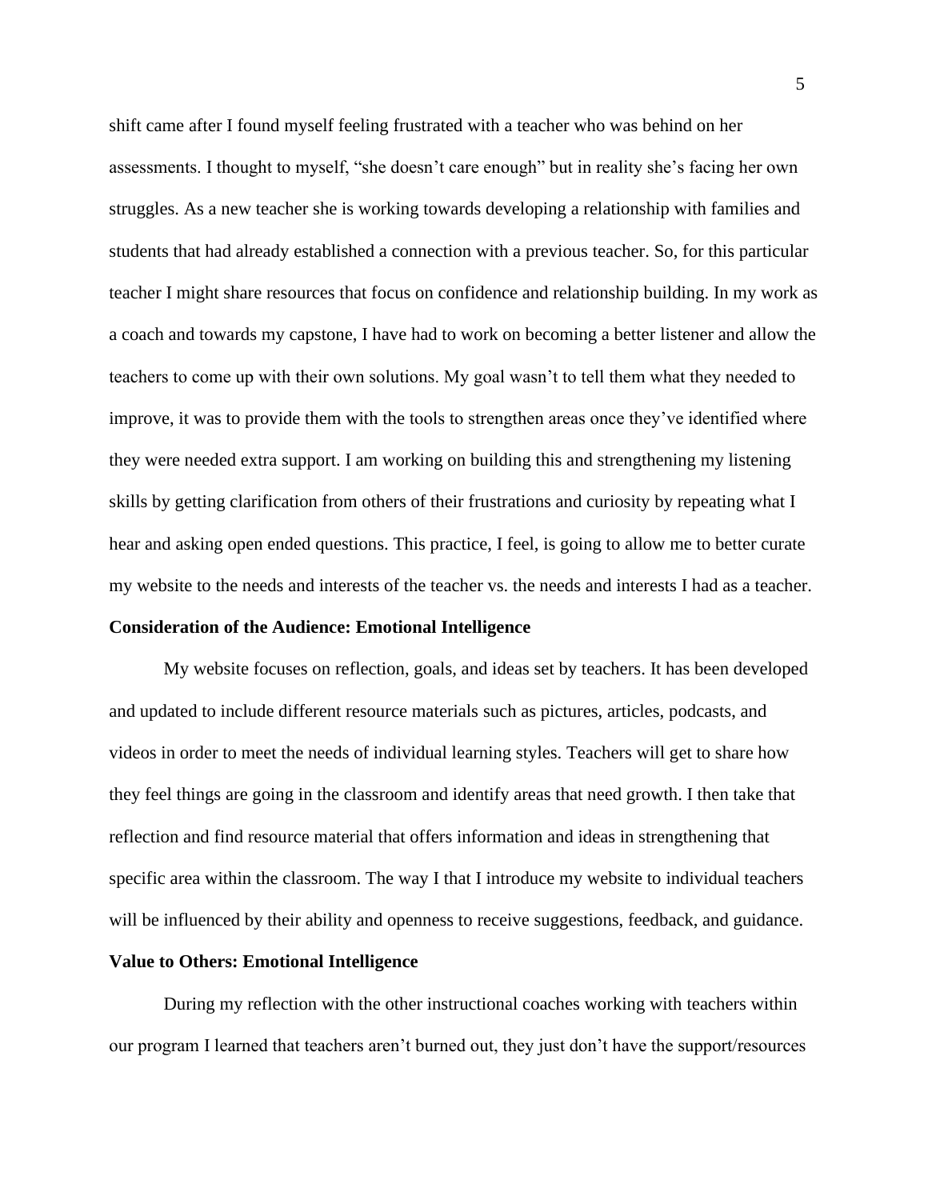shift came after I found myself feeling frustrated with a teacher who was behind on her assessments. I thought to myself, "she doesn't care enough" but in reality she's facing her own struggles. As a new teacher she is working towards developing a relationship with families and students that had already established a connection with a previous teacher. So, for this particular teacher I might share resources that focus on confidence and relationship building. In my work as a coach and towards my capstone, I have had to work on becoming a better listener and allow the teachers to come up with their own solutions. My goal wasn't to tell them what they needed to improve, it was to provide them with the tools to strengthen areas once they've identified where they were needed extra support. I am working on building this and strengthening my listening skills by getting clarification from others of their frustrations and curiosity by repeating what I hear and asking open ended questions. This practice, I feel, is going to allow me to better curate my website to the needs and interests of the teacher vs. the needs and interests I had as a teacher.

**Consideration of the Audience: Emotional Intelligence**

My website focuses on reflection, goals, and ideas set by teachers. It has been developed and updated to include different resource materials such as pictures, articles, podcasts, and videos in order to meet the needs of individual learning styles. Teachers will get to share how they feel things are going in the classroom and identify areas that need growth. I then take that reflection and find resource material that offers information and ideas in strengthening that specific area within the classroom. The way I that I introduce my website to individual teachers will be influenced by their ability and openness to receive suggestions, feedback, and guidance.

**Value to Others: Emotional Intelligence**

During my reflection with the other instructional coaches working with teachers within our program I learned that teachers aren't burned out, they just don't have the support/resources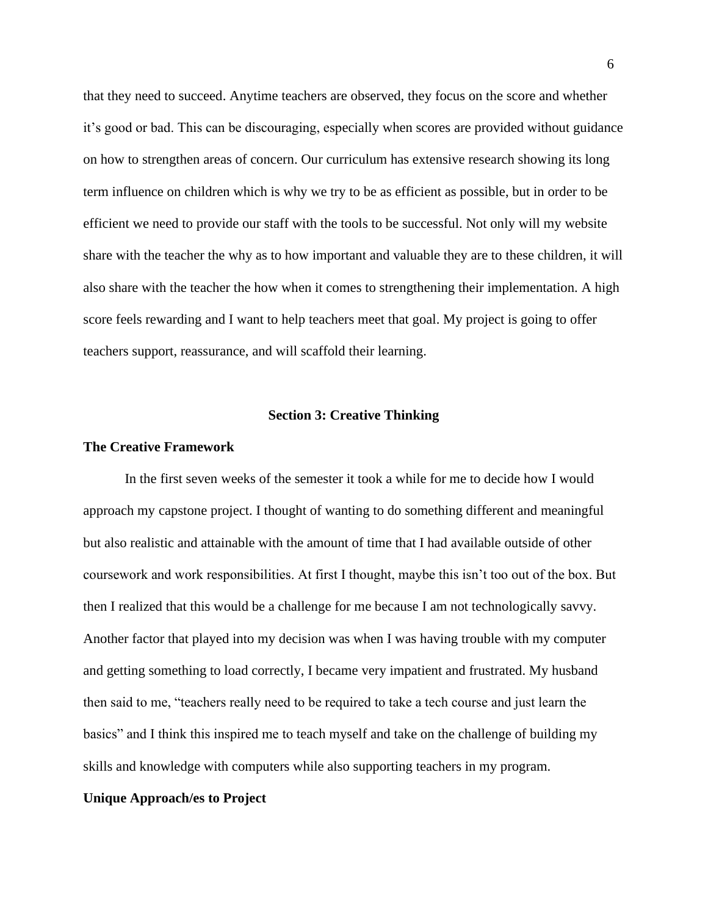that they need to succeed. Anytime teachers are observed, they focus on the score and whether it's good or bad. This can be discouraging, especially when scores are provided without guidance on how to strengthen areas of concern. Our curriculum has extensive research showing its long term influence on children which is why we try to be as efficient as possible, but in order to be efficient we need to provide our staff with the tools to be successful. Not only will my website share with the teacher the why as to how important and valuable they are to these children, it will also share with the teacher the how when it comes to strengthening their implementation. A high score feels rewarding and I want to help teachers meet that goal. My project is going to offer teachers support, reassurance, and will scaffold their learning.

## Section 3: Creative Thinking

### The Creative Framework

In the first seven weeks of the semester it took a while for me to decide how I would approach my capstone project. I thought of wanting to do something different and meaningful but also realistic and attainable with the amount of time that I had available outside of other coursework and work responsibilities. At first I thought, maybe this isn't too out of the box. But then I realized that this would be a challenge for me because I am not technologically savvy. Another factor that played into my decision was when I was having trouble with my computer and getting something to load correctly, I became very impatient and frustrated. My husband then said to me, "teachers really need to be required to take a tech course and just learn the basics" and I think this inspired me to teach myself and take on the challenge of building my skills and knowledge with computers while also supporting teachers in my program.

### Unique Approach/es to Project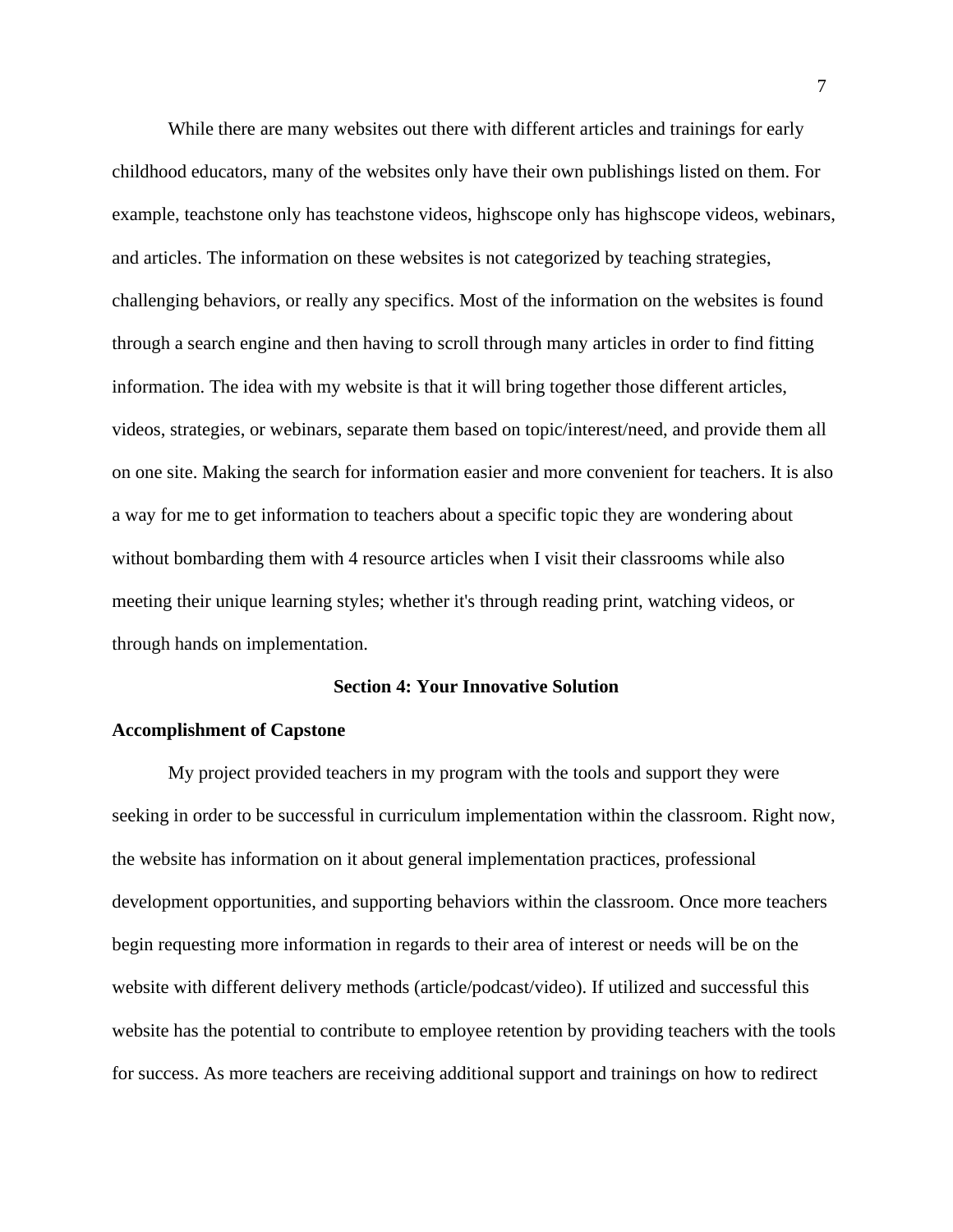While there are many websites out there with different articles and trainings for early childhood educators, many of the websites only have their own publishings listed on them. For example, teachstone only has teachstone videos, highscope only has highscope videos, webinars, and articles. The information on these websites is not categorized by teaching strategies, challenging behaviors, or really any specifics. Most of the information on the websites is found through a search engine and then having to scroll through many articles in order to find fitting information. The idea with my website is that it will bring together those different articles, videos, strategies, or webinars, separate them based on topic/interest/need, and provide them all on one site. Making the search for information easier and more convenient for teachers. It is also a way for me to get information to teachers about a specific topic they are wondering about without bombarding them with 4 resource articles when I visit their classrooms while also meeting their unique learning styles; whether it's through reading print, watching videos, or through hands on implementation.

## Section 4: Your Innovative Solution

### Accomplishment of Capstone

My project provided teachers in my program with the tools and support they were seeking in order to be successful in curriculum implementation within the classroom. Right now, the website has information on it about general implementation practices, professional development opportunities, and supporting behaviors within the classroom. Once more teachers begin requesting more information in regards to their area of interest or needs will be on the website with different delivery methods (article/podcast/video). If utilized and successful this website has the potential to contribute to employee retention by providing teachers with the tools for success. As more teachers are receiving additional support and trainings on how to redirect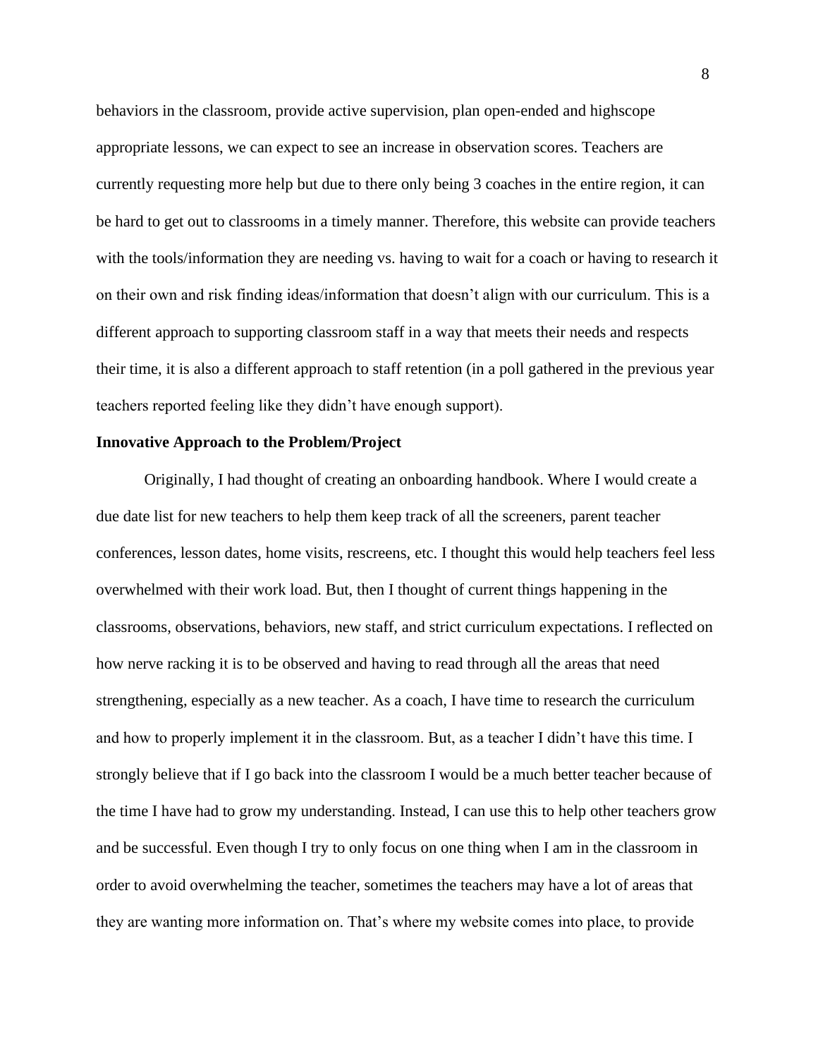behaviors in the classroom, provide active supervision, plan open-ended and highscope appropriate lessons, we can expect to see an increase in observation scores. Teachers are currently requesting more help but due to there only being 3 coaches in the entire region, it can be hard to get out to classrooms in a timely manner. Therefore, this website can provide teachers with the tools/information they are needing vs. having to wait for a coach or having to research it on their own and risk finding ideas/information that doesn't align with our curriculum. This is a different approach to supporting classroom staff in a way that meets their needs and respects their time, it is also a different approach to staff retention (in a poll gathered in the previous year teachers reported feeling like they didn't have enough support).

**Innovative Approach to the Problem/Project**

Originally, I had thought of creating an onboarding handbook. Where I would create a due date list for new teachers to help them keep track of all the screeners, parent teacher conferences, lesson dates, home visits, rescreens, etc. I thought this would help teachers feel less overwhelmed with their work load. But, then I thought of current things happening in the classrooms, observations, behaviors, new staff, and strict curriculum expectations. I reflected on how nerve racking it is to be observed and having to read through all the areas that need strengthening, especially as a new teacher. As a coach, I have time to research the curriculum and how to properly implement it in the classroom. But, as a teacher I didn't have this time. I strongly believe that if I go back into the classroom I would be a much better teacher because of the time I have had to grow my understanding. Instead, I can use this to help other teachers grow and be successful. Even though I try to only focus on one thing when I am in the classroom in order to avoid overwhelming the teacher, sometimes the teachers may have a lot of areas that they are wanting more information on. That's where my website comes into place, to provide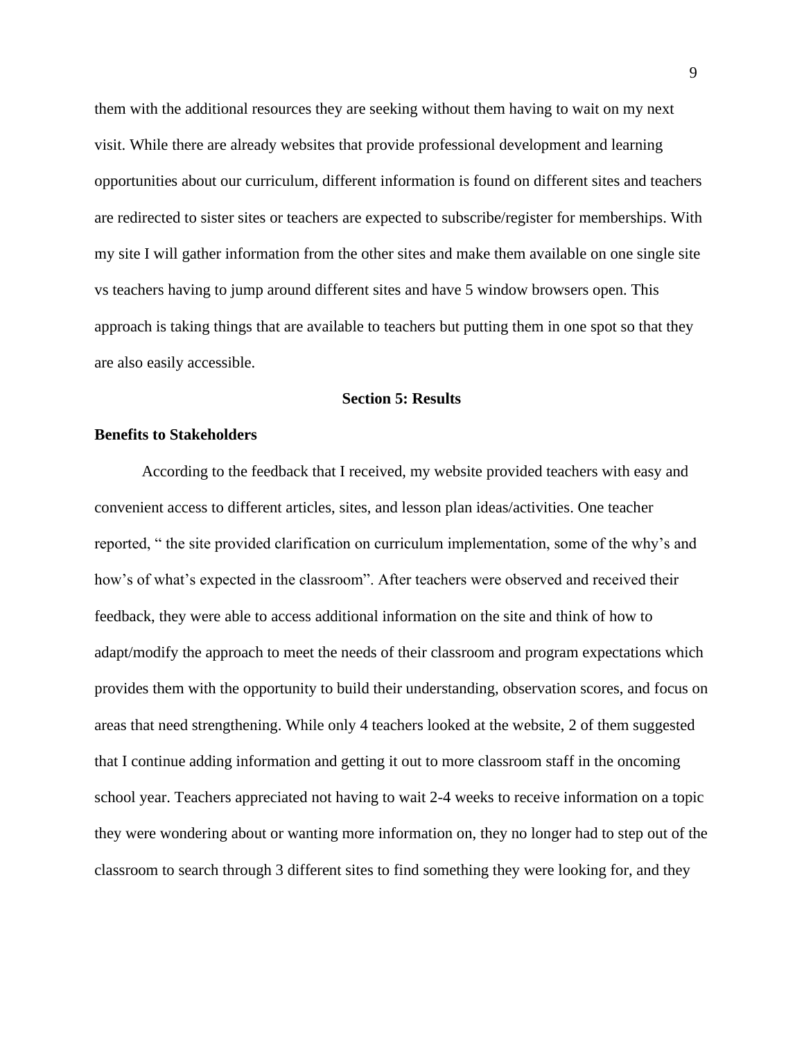them with the additional resources they are seeking without them having to wait on my next visit. While there are already websites that provide professional development and learning opportunities about our curriculum, different information is found on different sites and teachers are redirected to sister sites or teachers are expected to subscribe/register for memberships. With my site I will gather information from the other sites and make them available on one single site vs teachers having to jump around different sites and have 5 window browsers open. This approach is taking things that are available to teachers but putting them in one spot so that they are also easily accessible.

## Section 5: Results

### Benefits to Stakeholders

According to the feedback that I received, my website provided teachers with easy and convenient access to different articles, sites, and lesson plan ideas/activities. One teacher reported, " the site provided clarification on curriculum implementation, some of the why's and how's of what's expected in the classroom". After teachers were observed and received their feedback, they were able to access additional information on the site and think of how to adapt/modify the approach to meet the needs of their classroom and program expectations which provides them with the opportunity to build their understanding, observation scores, and focus on areas that need strengthening. While only 4 teachers looked at the website, 2 of them suggested that I continue adding information and getting it out to more classroom staff in the oncoming school year. Teachers appreciated not having to wait 2-4 weeks to receive information on a topic they were wondering about or wanting more information on, they no longer had to step out of the classroom to search through 3 different sites to find something they were looking for, and they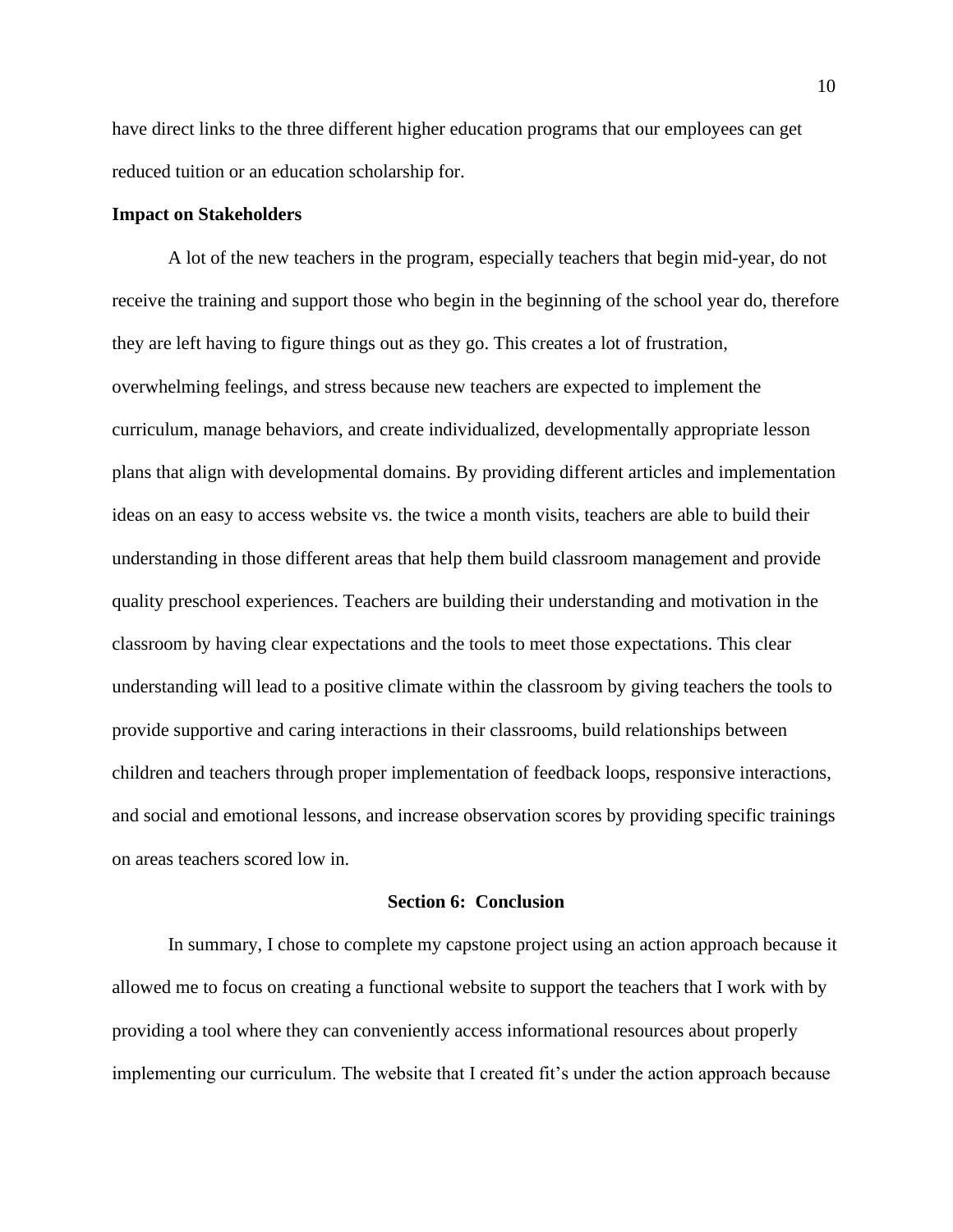have direct links to the three different higher education programs that our employees can get reduced tuition or an education scholarship for.

**Impact on Stakeholders**

A lot of the new teachers in the program, especially teachers that begin mid-year, do not receive the training and support those who begin in the beginning of the school year do, therefore they are left having to figure things out as they go. This creates a lot of frustration, overwhelming feelings, and stress because new teachers are expected to implement the curriculum, manage behaviors, and create individualized, developmentally appropriate lesson plans that align with developmental domains. By providing different articles and implementation ideas on an easy to access website vs. the twice a month visits, teachers are able to build their understanding in those different areas that help them build classroom management and provide quality preschool experiences. Teachers are building their understanding and motivation in the classroom by having clear expectations and the tools to meet those expectations. This clear understanding will lead to a positive climate within the classroom by giving teachers the tools to provide supportive and caring interactions in their classrooms, build relationships between children and teachers through proper implementation of feedback loops, responsive interactions, and social and emotional lessons, and increase observation scores by providing specific trainings on areas teachers scored low in.

## Section 6: Conclusion

In summary, I chose to complete my capstone project using an action approach because it allowed me to focus on creating a functional website to support the teachers that I work with by providing a tool where they can conveniently access informational resources about properly implementing our curriculum. The website that I created fit’s under the action approach because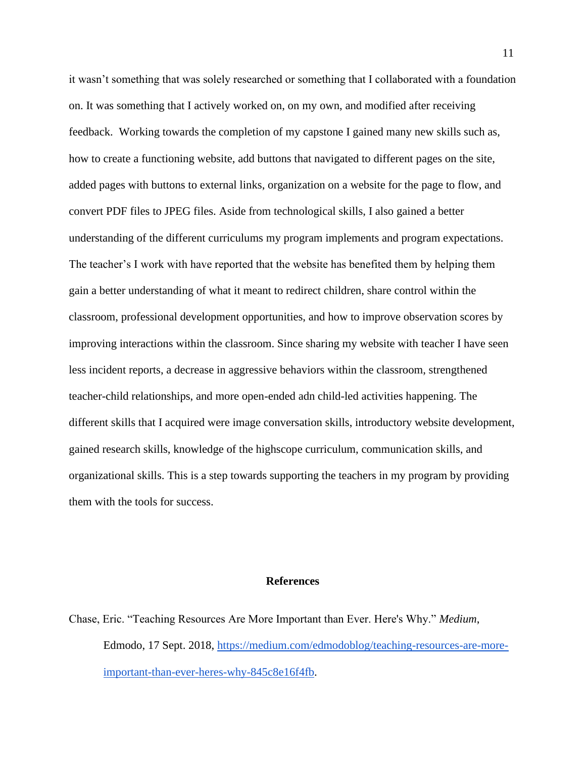it wasn't something that was solely researched or something that I collaborated with a foundation on. It was something that I actively worked on, on my own, and modified after receiving feedback. Working towards the completion of my capstone I gained many new skills such as, how to create a functioning website, add buttons that navigated to different pages on the site, added pages with buttons to external links, organization on a website for the page to flow, and convert PDF files to JPEG files. Aside from technological skills, I also gained a better understanding of the different curriculums my program implements and program expectations. The teacher's I work with have reported that the website has benefited them by helping them gain a better understanding of what it meant to redirect children, share control within the classroom, professional development opportunities, and how to improve observation scores by improving interactions within the classroom. Since sharing my website with teacher I have seen less incident reports, a decrease in aggressive behaviors within the classroom, strengthened teacher-child relationships, and more open-ended adn child-led activities happening. The different skills that I acquired were image conversation skills, introductory website development, gained research skills, knowledge of the highscope curriculum, communication skills, and organizational skills. This is a step towards supporting the teachers in my program by providing them with the tools for success.

## References

Chase, Eric. "Teaching Resources Are More Important than Ever. Here's Why." *Medium*, Edmodo, 17 Sept. 2018, https://medium.com/edmodoblog/teaching-resources-are-more-important-than-ever-heres-why-845c8e16f4fb.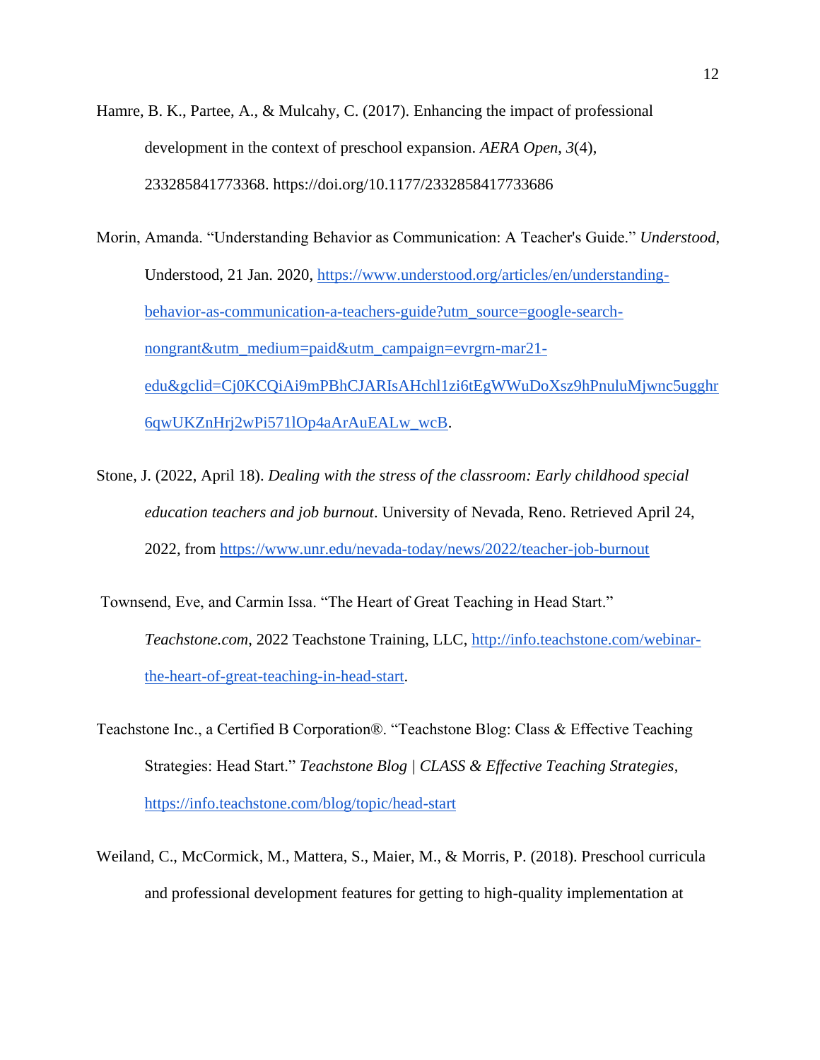Hamre, B. K., Partee, A., & Mulcahy, C. (2017). Enhancing the impact of professional development in the context of preschool expansion. *AERA Open*, *3*(4), 233285841773368. https://doi.org/10.1177/2332858417733686

Morin, Amanda. "Understanding Behavior as Communication: A Teacher's Guide." *Understood*, Understood, 21 Jan. 2020, https://www.understood.org/articles/en/understanding-behavior-as-communication-a-teachers-guide?utm_source=google-search-nongrant&utm_medium=paid&utm_campaign=evrgrn-mar21-edu&gclid=Cj0KCQiAi9mPBhCJARIsAHchl1zi6tEgWWuDoXsz9hPnuluMjwnc5ugghr6qwUKZnHrj2wPi571lOp4aArAuEALw_wcB.

Stone, J. (2022, April 18). *Dealing with the stress of the classroom: Early childhood special education teachers and job burnout*. University of Nevada, Reno. Retrieved April 24, 2022, from https://www.unr.edu/nevada-today/news/2022/teacher-job-burnout

Townsend, Eve, and Carmin Issa. "The Heart of Great Teaching in Head Start." *Teachstone.com*, 2022 Teachstone Training, LLC, http://info.teachstone.com/webinar-the-heart-of-great-teaching-in-head-start.

Teachstone Inc., a Certified B Corporation®. "Teachstone Blog: Class & Effective Teaching Strategies: Head Start." *Teachstone Blog | CLASS & Effective Teaching Strategies*, https://info.teachstone.com/blog/topic/head-start

Weiland, C., McCormick, M., Mattera, S., Maier, M., & Morris, P. (2018). Preschool curricula and professional development features for getting to high-quality implementation at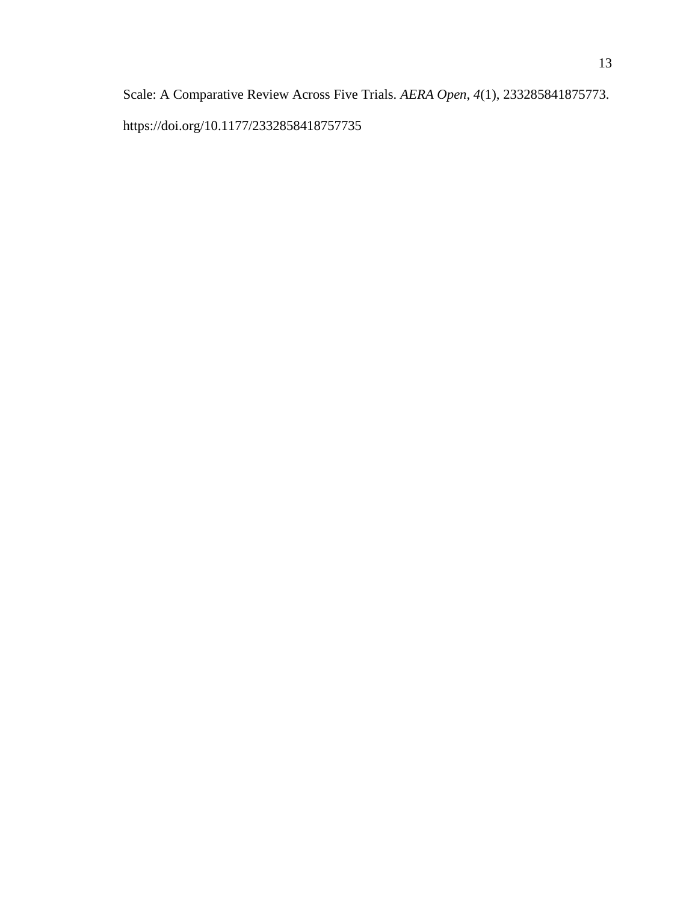Scale: A Comparative Review Across Five Trials. *AERA Open*, *4*(1), 233285841875773. https://doi.org/10.1177/2332858418757735